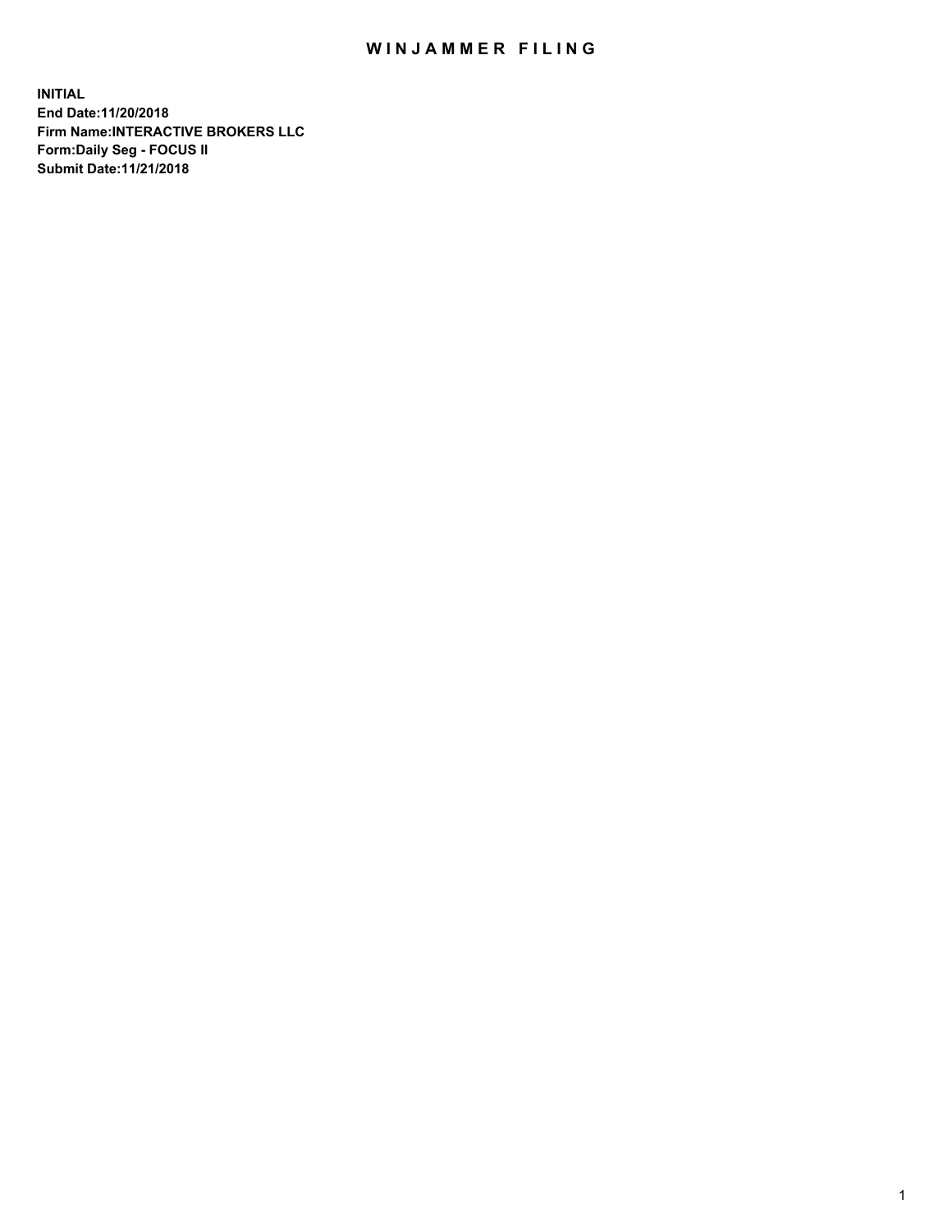# WINJAMMER FILING

**INITIAL**
**End Date:11/20/2018**
**Firm Name:INTERACTIVE BROKERS LLC**
**Form:Daily Seg - FOCUS II**
**Submit Date:11/21/2018**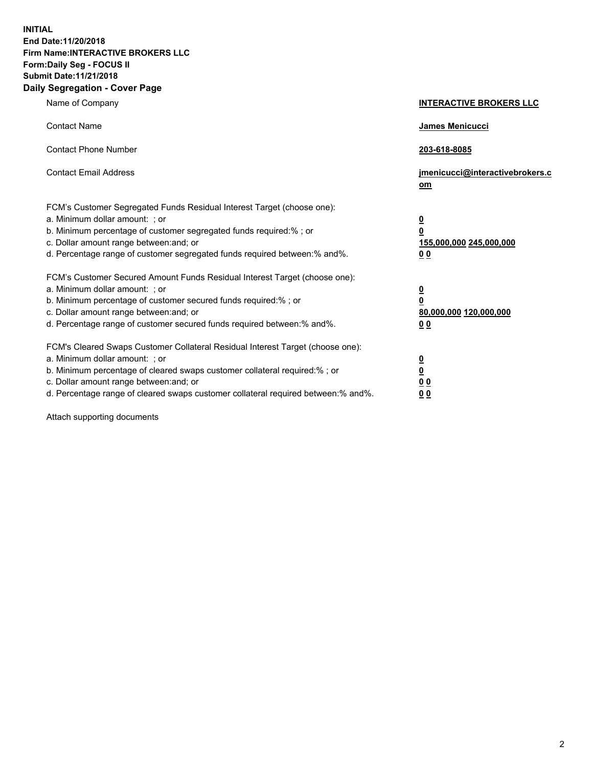**INITIAL**
**End Date:11/20/2018**
**Firm Name:INTERACTIVE BROKERS LLC**
**Form:Daily Seg - FOCUS II**
**Submit Date:11/21/2018**

## Daily Segregation - Cover Page

| | |
|---|---|
| Name of Company | **INTERACTIVE BROKERS LLC** |
| Contact Name | **James Menicucci** |
| Contact Phone Number | **203-618-8085** |
| Contact Email Address | **jmenicucci@interactivebrokers.com** |

FCM's Customer Segregated Funds Residual Interest Target (choose one):

| | |
|---|---|
| a. Minimum dollar amount: ; or | **0** |
| b. Minimum percentage of customer segregated funds required:% ; or | **0** |
| c. Dollar amount range between:and; or | **155,000,000 245,000,000** |
| d. Percentage range of customer segregated funds required between:% and%. | **0 0** |

FCM's Customer Secured Amount Funds Residual Interest Target (choose one):

| | |
|---|---|
| a. Minimum dollar amount: ; or | **0** |
| b. Minimum percentage of customer secured funds required:% ; or | **0** |
| c. Dollar amount range between:and; or | **80,000,000 120,000,000** |
| d. Percentage range of customer secured funds required between:% and%. | **0 0** |

FCM's Cleared Swaps Customer Collateral Residual Interest Target (choose one):

| | |
|---|---|
| a. Minimum dollar amount: ; or | **0** |
| b. Minimum percentage of cleared swaps customer collateral required:% ; or | **0** |
| c. Dollar amount range between:and; or | **0 0** |
| d. Percentage range of cleared swaps customer collateral required between:% and%. | **0 0** |

Attach supporting documents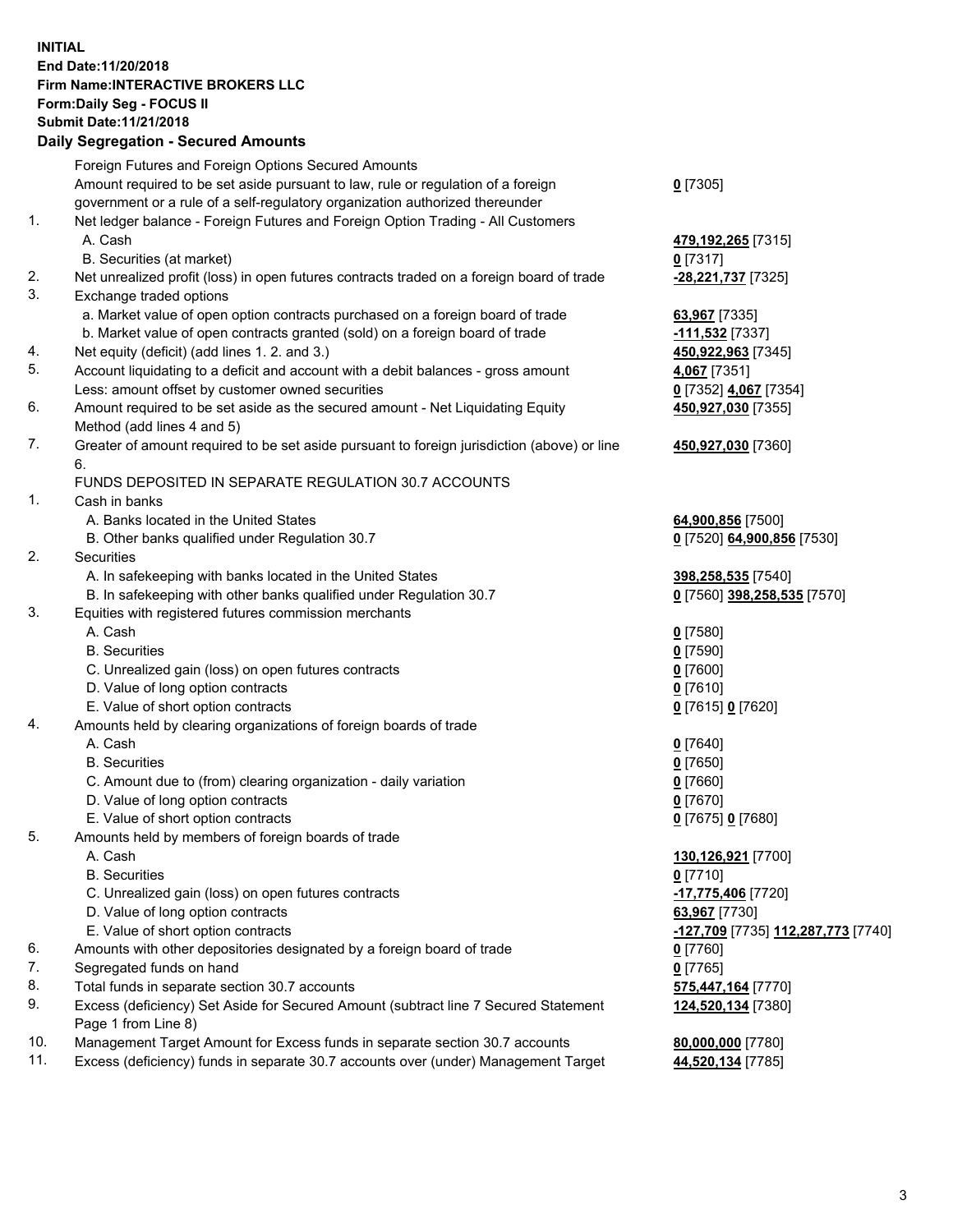**INITIAL**
**End Date:11/20/2018**
**Firm Name:INTERACTIVE BROKERS LLC**
**Form:Daily Seg - FOCUS II**
**Submit Date:11/21/2018**
**Daily Segregation - Secured Amounts**

| | | |
|---|---|---|
| | Foreign Futures and Foreign Options Secured Amounts | |
| | Amount required to be set aside pursuant to law, rule or regulation of a foreign government or a rule of a self-regulatory organization authorized thereunder | **0** [7305] |
| 1. | Net ledger balance - Foreign Futures and Foreign Option Trading - All Customers | |
| | A. Cash | **479,192,265** [7315] |
| | B. Securities (at market) | **0** [7317] |
| 2. | Net unrealized profit (loss) in open futures contracts traded on a foreign board of trade | **-28,221,737** [7325] |
| 3. | Exchange traded options | |
| | a. Market value of open option contracts purchased on a foreign board of trade | **63,967** [7335] |
| | b. Market value of open contracts granted (sold) on a foreign board of trade | **-111,532** [7337] |
| 4. | Net equity (deficit) (add lines 1. 2. and 3.) | **450,922,963** [7345] |
| 5. | Account liquidating to a deficit and account with a debit balances - gross amount | **4,067** [7351] |
| | Less: amount offset by customer owned securities | **0** [7352] **4,067** [7354] |
| 6. | Amount required to be set aside as the secured amount - Net Liquidating Equity Method (add lines 4 and 5) | **450,927,030** [7355] |
| 7. | Greater of amount required to be set aside pursuant to foreign jurisdiction (above) or line 6. | **450,927,030** [7360] |
| | FUNDS DEPOSITED IN SEPARATE REGULATION 30.7 ACCOUNTS | |
| 1. | Cash in banks | |
| | A. Banks located in the United States | **64,900,856** [7500] |
| | B. Other banks qualified under Regulation 30.7 | **0** [7520] **64,900,856** [7530] |
| 2. | Securities | |
| | A. In safekeeping with banks located in the United States | **398,258,535** [7540] |
| | B. In safekeeping with other banks qualified under Regulation 30.7 | **0** [7560] **398,258,535** [7570] |
| 3. | Equities with registered futures commission merchants | |
| | A. Cash | **0** [7580] |
| | B. Securities | **0** [7590] |
| | C. Unrealized gain (loss) on open futures contracts | **0** [7600] |
| | D. Value of long option contracts | **0** [7610] |
| | E. Value of short option contracts | **0** [7615] **0** [7620] |
| 4. | Amounts held by clearing organizations of foreign boards of trade | |
| | A. Cash | **0** [7640] |
| | B. Securities | **0** [7650] |
| | C. Amount due to (from) clearing organization - daily variation | **0** [7660] |
| | D. Value of long option contracts | **0** [7670] |
| | E. Value of short option contracts | **0** [7675] **0** [7680] |
| 5. | Amounts held by members of foreign boards of trade | |
| | A. Cash | **130,126,921** [7700] |
| | B. Securities | **0** [7710] |
| | C. Unrealized gain (loss) on open futures contracts | **-17,775,406** [7720] |
| | D. Value of long option contracts | **63,967** [7730] |
| | E. Value of short option contracts | **-127,709** [7735] **112,287,773** [7740] |
| 6. | Amounts with other depositories designated by a foreign board of trade | **0** [7760] |
| 7. | Segregated funds on hand | **0** [7765] |
| 8. | Total funds in separate section 30.7 accounts | **575,447,164** [7770] |
| 9. | Excess (deficiency) Set Aside for Secured Amount (subtract line 7 Secured Statement Page 1 from Line 8) | **124,520,134** [7380] |
| 10. | Management Target Amount for Excess funds in separate section 30.7 accounts | **80,000,000** [7780] |
| 11. | Excess (deficiency) funds in separate 30.7 accounts over (under) Management Target | **44,520,134** [7785] |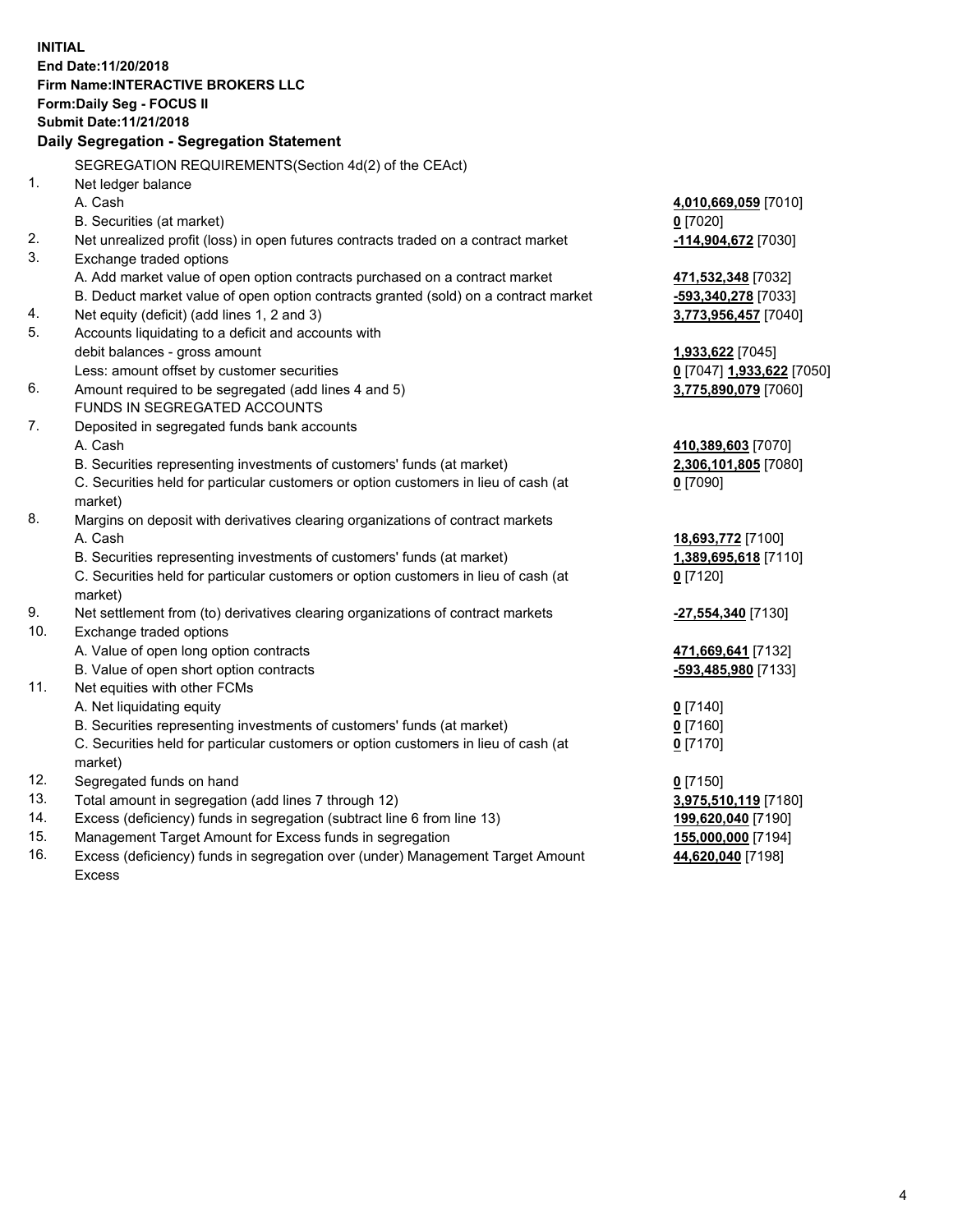**INITIAL**
**End Date:11/20/2018**
**Firm Name:INTERACTIVE BROKERS LLC**
**Form:Daily Seg - FOCUS II**
**Submit Date:11/21/2018**

**Daily Segregation - Segregation Statement**

| | SEGREGATION REQUIREMENTS(Section 4d(2) of the CEAct) | |
|---|---|---|
| 1. | Net ledger balance | |
| | A. Cash | 4,010,669,059 [7010] |
| | B. Securities (at market) | 0 [7020] |
| 2. | Net unrealized profit (loss) in open futures contracts traded on a contract market | -114,904,672 [7030] |
| 3. | Exchange traded options | |
| | A. Add market value of open option contracts purchased on a contract market | 471,532,348 [7032] |
| | B. Deduct market value of open option contracts granted (sold) on a contract market | -593,340,278 [7033] |
| 4. | Net equity (deficit) (add lines 1, 2 and 3) | 3,773,956,457 [7040] |
| 5. | Accounts liquidating to a deficit and accounts with debit balances - gross amount | 1,933,622 [7045] |
| | Less: amount offset by customer securities | 0 [7047] 1,933,622 [7050] |
| 6. | Amount required to be segregated (add lines 4 and 5) | 3,775,890,079 [7060] |
| | FUNDS IN SEGREGATED ACCOUNTS | |
| 7. | Deposited in segregated funds bank accounts | |
| | A. Cash | 410,389,603 [7070] |
| | B. Securities representing investments of customers' funds (at market) | 2,306,101,805 [7080] |
| | C. Securities held for particular customers or option customers in lieu of cash (at market) | 0 [7090] |
| 8. | Margins on deposit with derivatives clearing organizations of contract markets | |
| | A. Cash | 18,693,772 [7100] |
| | B. Securities representing investments of customers' funds (at market) | 1,389,695,618 [7110] |
| | C. Securities held for particular customers or option customers in lieu of cash (at market) | 0 [7120] |
| 9. | Net settlement from (to) derivatives clearing organizations of contract markets | -27,554,340 [7130] |
| 10. | Exchange traded options | |
| | A. Value of open long option contracts | 471,669,641 [7132] |
| | B. Value of open short option contracts | -593,485,980 [7133] |
| 11. | Net equities with other FCMs | |
| | A. Net liquidating equity | 0 [7140] |
| | B. Securities representing investments of customers' funds (at market) | 0 [7160] |
| | C. Securities held for particular customers or option customers in lieu of cash (at market) | 0 [7170] |
| 12. | Segregated funds on hand | 0 [7150] |
| 13. | Total amount in segregation (add lines 7 through 12) | 3,975,510,119 [7180] |
| 14. | Excess (deficiency) funds in segregation (subtract line 6 from line 13) | 199,620,040 [7190] |
| 15. | Management Target Amount for Excess funds in segregation | 155,000,000 [7194] |
| 16. | Excess (deficiency) funds in segregation over (under) Management Target Amount Excess | 44,620,040 [7198] |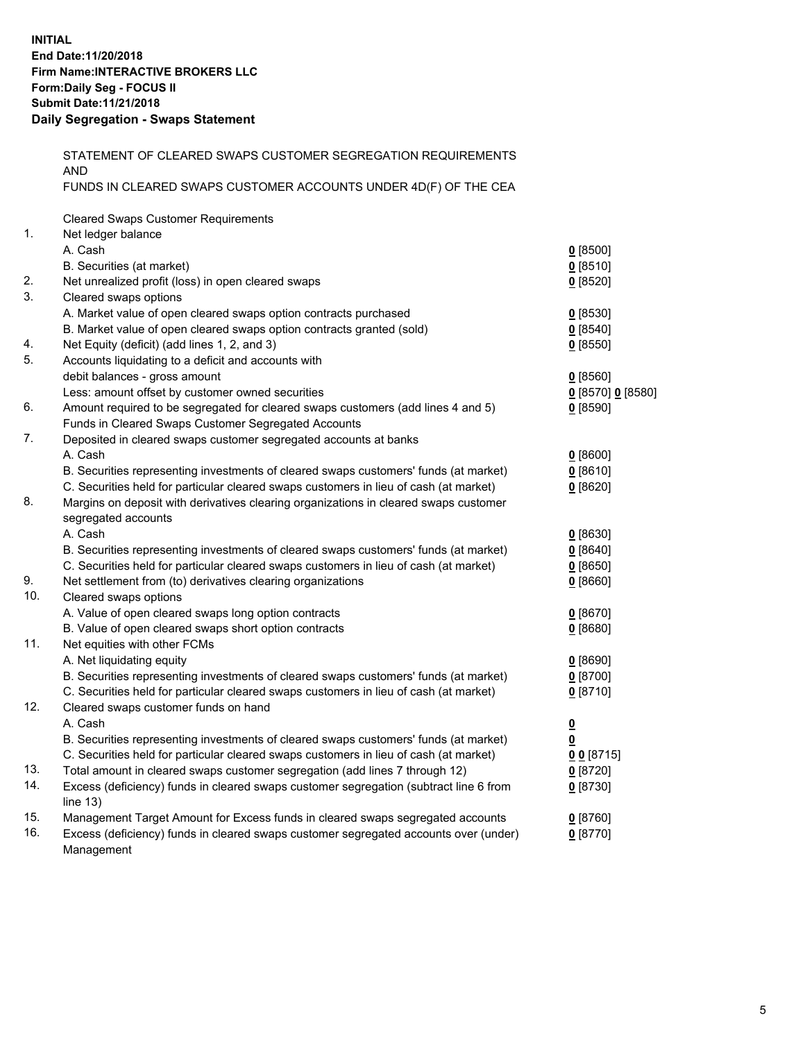**INITIAL**
**End Date:11/20/2018**
**Firm Name:INTERACTIVE BROKERS LLC**
**Form:Daily Seg - FOCUS II**
**Submit Date:11/21/2018**
**Daily Segregation - Swaps Statement**

STATEMENT OF CLEARED SWAPS CUSTOMER SEGREGATION REQUIREMENTS AND FUNDS IN CLEARED SWAPS CUSTOMER ACCOUNTS UNDER 4D(F) OF THE CEA

| | | |
|---|---|---|
| | Cleared Swaps Customer Requirements | |
| 1. | Net ledger balance | |
| | A. Cash | 0 [8500] |
| | B. Securities (at market) | 0 [8510] |
| 2. | Net unrealized profit (loss) in open cleared swaps | 0 [8520] |
| 3. | Cleared swaps options | |
| | A. Market value of open cleared swaps option contracts purchased | 0 [8530] |
| | B. Market value of open cleared swaps option contracts granted (sold) | 0 [8540] |
| 4. | Net Equity (deficit) (add lines 1, 2, and 3) | 0 [8550] |
| 5. | Accounts liquidating to a deficit and accounts with debit balances - gross amount | 0 [8560] |
| | Less: amount offset by customer owned securities | 0 [8570] 0 [8580] |
| 6. | Amount required to be segregated for cleared swaps customers (add lines 4 and 5) | 0 [8590] |
| | Funds in Cleared Swaps Customer Segregated Accounts | |
| 7. | Deposited in cleared swaps customer segregated accounts at banks | |
| | A. Cash | 0 [8600] |
| | B. Securities representing investments of cleared swaps customers' funds (at market) | 0 [8610] |
| | C. Securities held for particular cleared swaps customers in lieu of cash (at market) | 0 [8620] |
| 8. | Margins on deposit with derivatives clearing organizations in cleared swaps customer segregated accounts | |
| | A. Cash | 0 [8630] |
| | B. Securities representing investments of cleared swaps customers' funds (at market) | 0 [8640] |
| | C. Securities held for particular cleared swaps customers in lieu of cash (at market) | 0 [8650] |
| 9. | Net settlement from (to) derivatives clearing organizations | 0 [8660] |
| 10. | Cleared swaps options | |
| | A. Value of open cleared swaps long option contracts | 0 [8670] |
| | B. Value of open cleared swaps short option contracts | 0 [8680] |
| 11. | Net equities with other FCMs | |
| | A. Net liquidating equity | 0 [8690] |
| | B. Securities representing investments of cleared swaps customers' funds (at market) | 0 [8700] |
| | C. Securities held for particular cleared swaps customers in lieu of cash (at market) | 0 [8710] |
| 12. | Cleared swaps customer funds on hand | |
| | A. Cash | 0 |
| | B. Securities representing investments of cleared swaps customers' funds (at market) | 0 |
| | C. Securities held for particular cleared swaps customers in lieu of cash (at market) | 0 0 [8715] |
| 13. | Total amount in cleared swaps customer segregation (add lines 7 through 12) | 0 [8720] |
| 14. | Excess (deficiency) funds in cleared swaps customer segregation (subtract line 6 from line 13) | 0 [8730] |
| 15. | Management Target Amount for Excess funds in cleared swaps segregated accounts | 0 [8760] |
| 16. | Excess (deficiency) funds in cleared swaps customer segregated accounts over (under) Management | 0 [8770] |